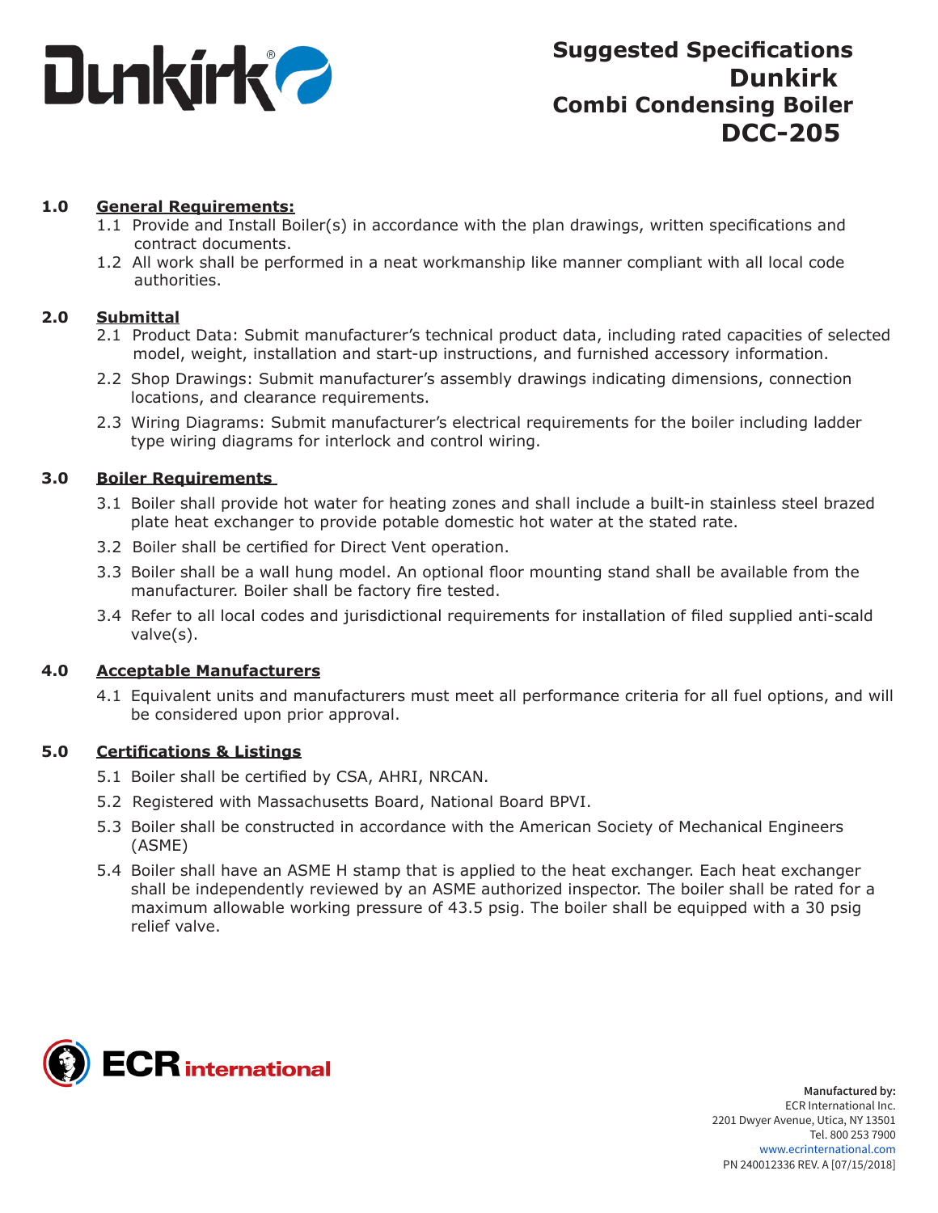# Suggested Specifications Dunkirk Combi Condensing Boiler DCC-205

## 1.0 General Requirements:

1.1 Provide and Install Boiler(s) in accordance with the plan drawings, written specifications and contract documents.

1.2 All work shall be performed in a neat workmanship like manner compliant with all local code authorities.

## 2.0 Submittal

2.1 Product Data: Submit manufacturer's technical product data, including rated capacities of selected model, weight, installation and start-up instructions, and furnished accessory information.

2.2 Shop Drawings: Submit manufacturer's assembly drawings indicating dimensions, connection locations, and clearance requirements.

2.3 Wiring Diagrams: Submit manufacturer's electrical requirements for the boiler including ladder type wiring diagrams for interlock and control wiring.

## 3.0 Boiler Requirements

3.1 Boiler shall provide hot water for heating zones and shall include a built-in stainless steel brazed plate heat exchanger to provide potable domestic hot water at the stated rate.

3.2 Boiler shall be certified for Direct Vent operation.

3.3 Boiler shall be a wall hung model. An optional floor mounting stand shall be available from the manufacturer. Boiler shall be factory fire tested.

3.4 Refer to all local codes and jurisdictional requirements for installation of filed supplied anti-scald valve(s).

## 4.0 Acceptable Manufacturers

4.1 Equivalent units and manufacturers must meet all performance criteria for all fuel options, and will be considered upon prior approval.

## 5.0 Certifications & Listings

5.1 Boiler shall be certified by CSA, AHRI, NRCAN.

5.2 Registered with Massachusetts Board, National Board BPVI.

5.3 Boiler shall be constructed in accordance with the American Society of Mechanical Engineers (ASME)

5.4 Boiler shall have an ASME H stamp that is applied to the heat exchanger. Each heat exchanger shall be independently reviewed by an ASME authorized inspector. The boiler shall be rated for a maximum allowable working pressure of 43.5 psig. The boiler shall be equipped with a 30 psig relief valve.

**Manufactured by:**
ECR International Inc.
2201 Dwyer Avenue, Utica, NY 13501
Tel. 800 253 7900
www.ecrinternational.com
PN 240012336 REV. A [07/15/2018]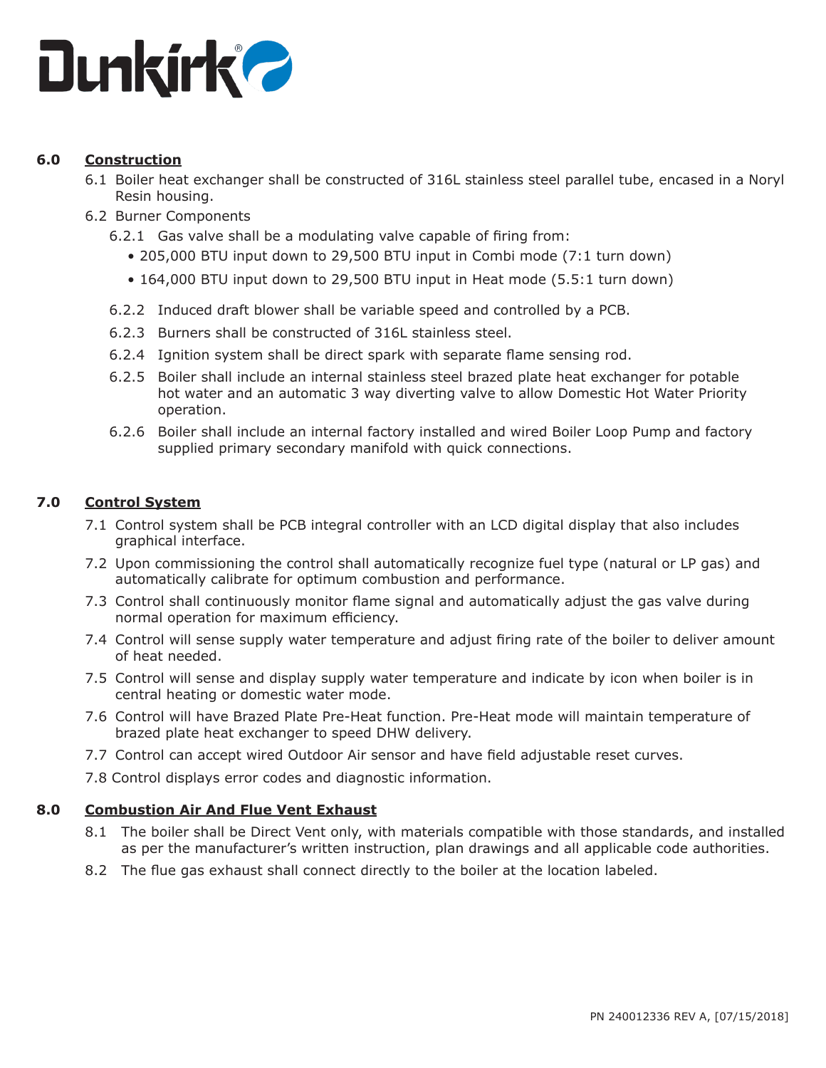## 6.0 Construction

6.1 Boiler heat exchanger shall be constructed of 316L stainless steel parallel tube, encased in a Noryl Resin housing.

6.2 Burner Components

6.2.1 Gas valve shall be a modulating valve capable of firing from:

- 205,000 BTU input down to 29,500 BTU input in Combi mode (7:1 turn down)
- 164,000 BTU input down to 29,500 BTU input in Heat mode (5.5:1 turn down)

6.2.2 Induced draft blower shall be variable speed and controlled by a PCB.

6.2.3 Burners shall be constructed of 316L stainless steel.

6.2.4 Ignition system shall be direct spark with separate flame sensing rod.

6.2.5 Boiler shall include an internal stainless steel brazed plate heat exchanger for potable hot water and an automatic 3 way diverting valve to allow Domestic Hot Water Priority operation.

6.2.6 Boiler shall include an internal factory installed and wired Boiler Loop Pump and factory supplied primary secondary manifold with quick connections.

## 7.0 Control System

7.1 Control system shall be PCB integral controller with an LCD digital display that also includes graphical interface.

7.2 Upon commissioning the control shall automatically recognize fuel type (natural or LP gas) and automatically calibrate for optimum combustion and performance.

7.3 Control shall continuously monitor flame signal and automatically adjust the gas valve during normal operation for maximum efficiency.

7.4 Control will sense supply water temperature and adjust firing rate of the boiler to deliver amount of heat needed.

7.5 Control will sense and display supply water temperature and indicate by icon when boiler is in central heating or domestic water mode.

7.6 Control will have Brazed Plate Pre-Heat function. Pre-Heat mode will maintain temperature of brazed plate heat exchanger to speed DHW delivery.

7.7 Control can accept wired Outdoor Air sensor and have field adjustable reset curves.

7.8 Control displays error codes and diagnostic information.

## 8.0 Combustion Air And Flue Vent Exhaust

8.1 The boiler shall be Direct Vent only, with materials compatible with those standards, and installed as per the manufacturer's written instruction, plan drawings and all applicable code authorities.

8.2 The flue gas exhaust shall connect directly to the boiler at the location labeled.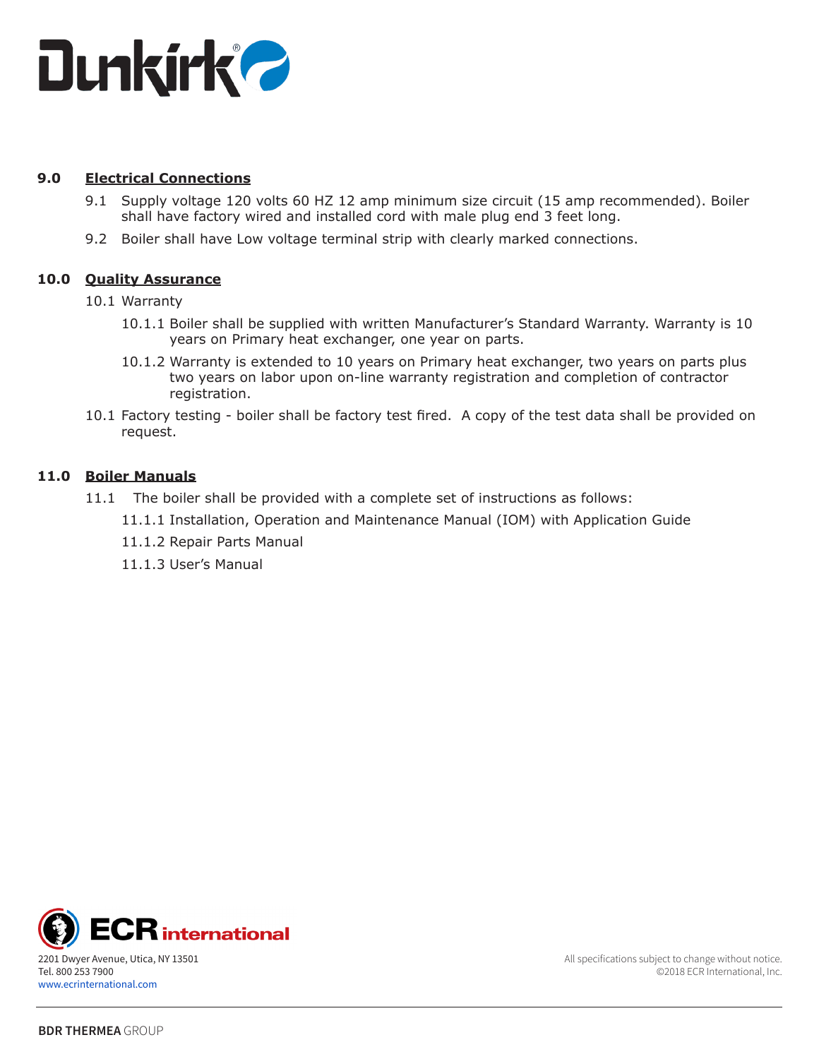## 9.0 Electrical Connections

9.1 Supply voltage 120 volts 60 HZ 12 amp minimum size circuit (15 amp recommended). Boiler shall have factory wired and installed cord with male plug end 3 feet long.

9.2 Boiler shall have Low voltage terminal strip with clearly marked connections.

## 10.0 Quality Assurance

10.1 Warranty

10.1.1 Boiler shall be supplied with written Manufacturer's Standard Warranty. Warranty is 10 years on Primary heat exchanger, one year on parts.

10.1.2 Warranty is extended to 10 years on Primary heat exchanger, two years on parts plus two years on labor upon on-line warranty registration and completion of contractor registration.

10.1 Factory testing - boiler shall be factory test fired. A copy of the test data shall be provided on request.

## 11.0 Boiler Manuals

11.1 The boiler shall be provided with a complete set of instructions as follows:

11.1.1 Installation, Operation and Maintenance Manual (IOM) with Application Guide

11.1.2 Repair Parts Manual

11.1.3 User's Manual

2201 Dwyer Avenue, Utica, NY 13501
Tel. 800 253 7900
www.ecrinternational.com

All specifications subject to change without notice.
©2018 ECR International, Inc.

BDR THERMEA GROUP